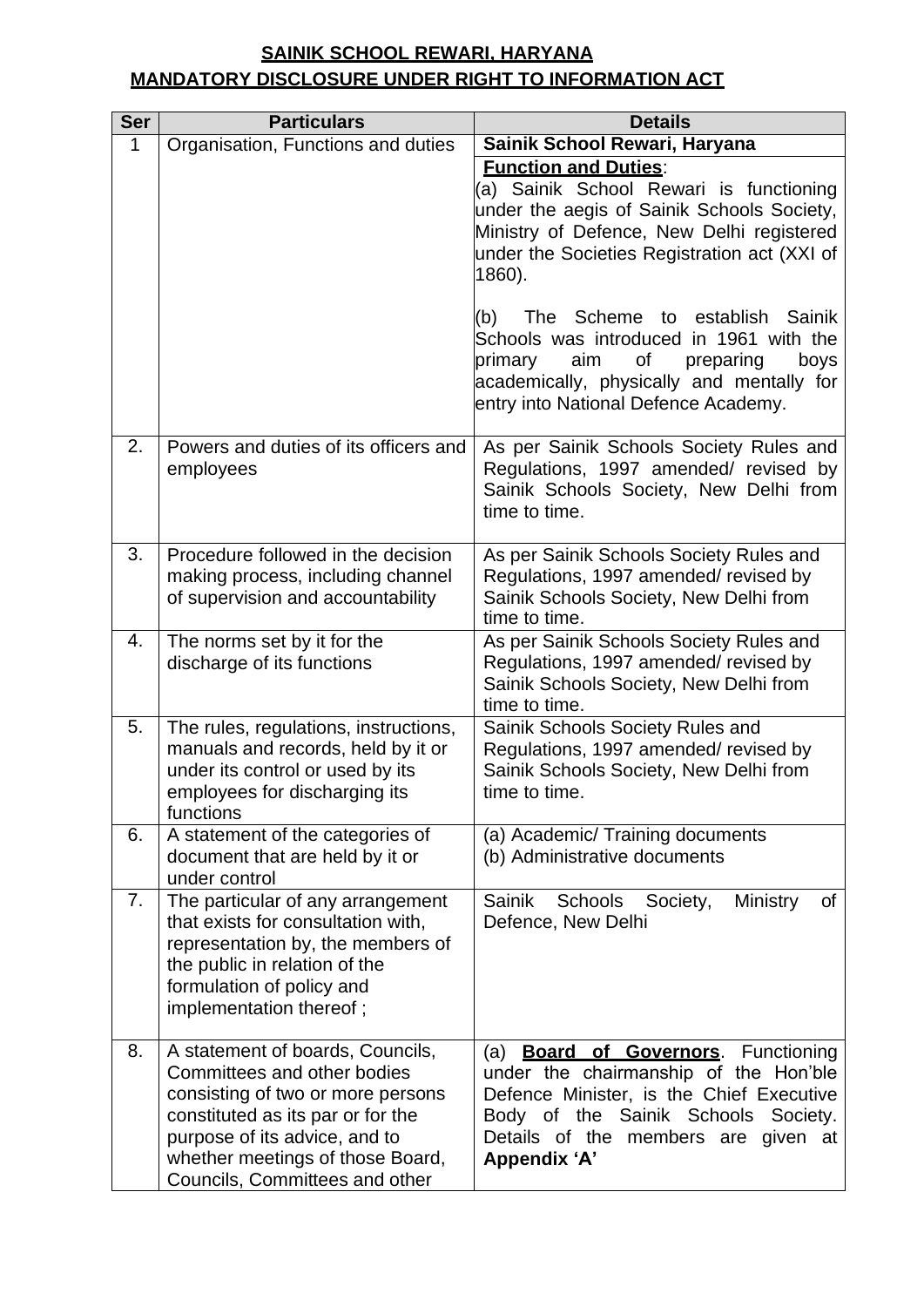**SAINIK SCHOOL REWARI, HARYANA**

**MANDATORY DISCLOSURE UNDER RIGHT TO INFORMATION ACT**

| Ser | Particulars | Details |
|---|---|---|
| 1 | Organisation, Functions and duties | **Sainik School Rewari, Haryana**<br>**Function and Duties**:<br>(a) Sainik School Rewari is functioning under the aegis of Sainik Schools Society, Ministry of Defence, New Delhi registered under the Societies Registration act (XXI of 1860).<br><br>(b) The Scheme to establish Sainik Schools was introduced in 1961 with the primary aim of preparing boys academically, physically and mentally for entry into National Defence Academy. |
| 2. | Powers and duties of its officers and employees | As per Sainik Schools Society Rules and Regulations, 1997 amended/ revised by Sainik Schools Society, New Delhi from time to time. |
| 3. | Procedure followed in the decision making process, including channel of supervision and accountability | As per Sainik Schools Society Rules and Regulations, 1997 amended/ revised by Sainik Schools Society, New Delhi from time to time. |
| 4. | The norms set by it for the discharge of its functions | As per Sainik Schools Society Rules and Regulations, 1997 amended/ revised by Sainik Schools Society, New Delhi from time to time. |
| 5. | The rules, regulations, instructions, manuals and records, held by it or under its control or used by its employees for discharging its functions | Sainik Schools Society Rules and Regulations, 1997 amended/ revised by Sainik Schools Society, New Delhi from time to time. |
| 6. | A statement of the categories of document that are held by it or under control | (a) Academic/ Training documents<br>(b) Administrative documents |
| 7. | The particular of any arrangement that exists for consultation with, representation by, the members of the public in relation of the formulation of policy and implementation thereof ; | Sainik Schools Society, Ministry of Defence, New Delhi |
| 8. | A statement of boards, Councils, Committees and other bodies consisting of two or more persons constituted as its par or for the purpose of its advice, and to whether meetings of those Board, Councils, Committees and other | (a) **Board of Governors**. Functioning under the chairmanship of the Hon'ble Defence Minister, is the Chief Executive Body of the Sainik Schools Society. Details of the members are given at **Appendix 'A'** |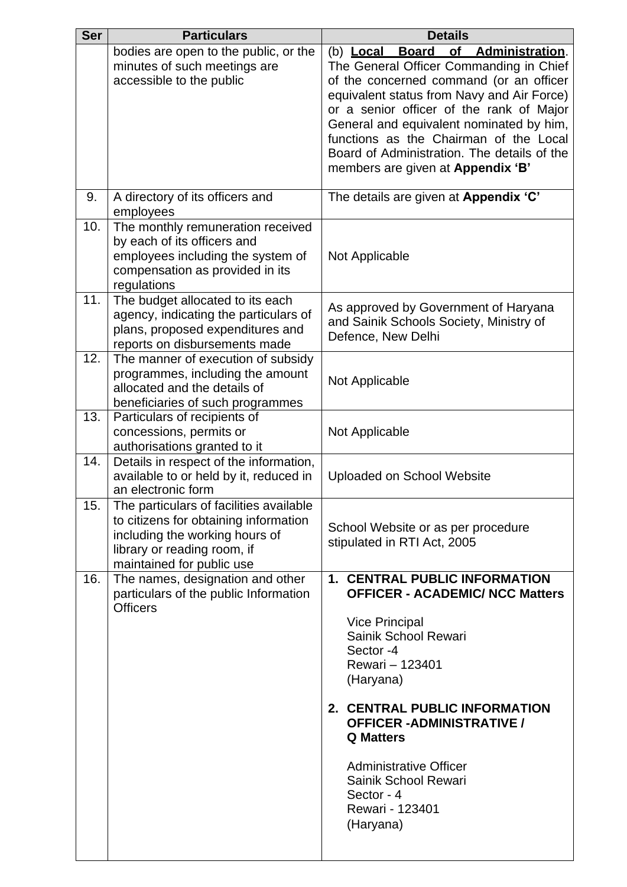| Ser | Particulars | Details |
|---|---|---|
| | bodies are open to the public, or the minutes of such meetings are accessible to the public | (b) **<u>Local Board of Administration</u>**. The General Officer Commanding in Chief of the concerned command (or an officer equivalent status from Navy and Air Force) or a senior officer of the rank of Major General and equivalent nominated by him, functions as the Chairman of the Local Board of Administration. The details of the members are given at **Appendix 'B'** |
| 9. | A directory of its officers and employees | The details are given at **Appendix 'C'** |
| 10. | The monthly remuneration received by each of its officers and employees including the system of compensation as provided in its regulations | Not Applicable |
| 11. | The budget allocated to its each agency, indicating the particulars of plans, proposed expenditures and reports on disbursements made | As approved by Government of Haryana and Sainik Schools Society, Ministry of Defence, New Delhi |
| 12. | The manner of execution of subsidy programmes, including the amount allocated and the details of beneficiaries of such programmes | Not Applicable |
| 13. | Particulars of recipients of concessions, permits or authorisations granted to it | Not Applicable |
| 14. | Details in respect of the information, available to or held by it, reduced in an electronic form | Uploaded on School Website |
| 15. | The particulars of facilities available to citizens for obtaining information including the working hours of library or reading room, if maintained for public use | School Website or as per procedure stipulated in RTI Act, 2005 |
| 16. | The names, designation and other particulars of the public Information Officers | 1. **CENTRAL PUBLIC INFORMATION OFFICER - ACADEMIC/ NCC Matters**<br><br>Vice Principal<br>Sainik School Rewari<br>Sector -4<br>Rewari – 123401<br>(Haryana)<br><br>2. **CENTRAL PUBLIC INFORMATION OFFICER -ADMINISTRATIVE / Q Matters**<br><br>Administrative Officer<br>Sainik School Rewari<br>Sector - 4<br>Rewari - 123401<br>(Haryana) |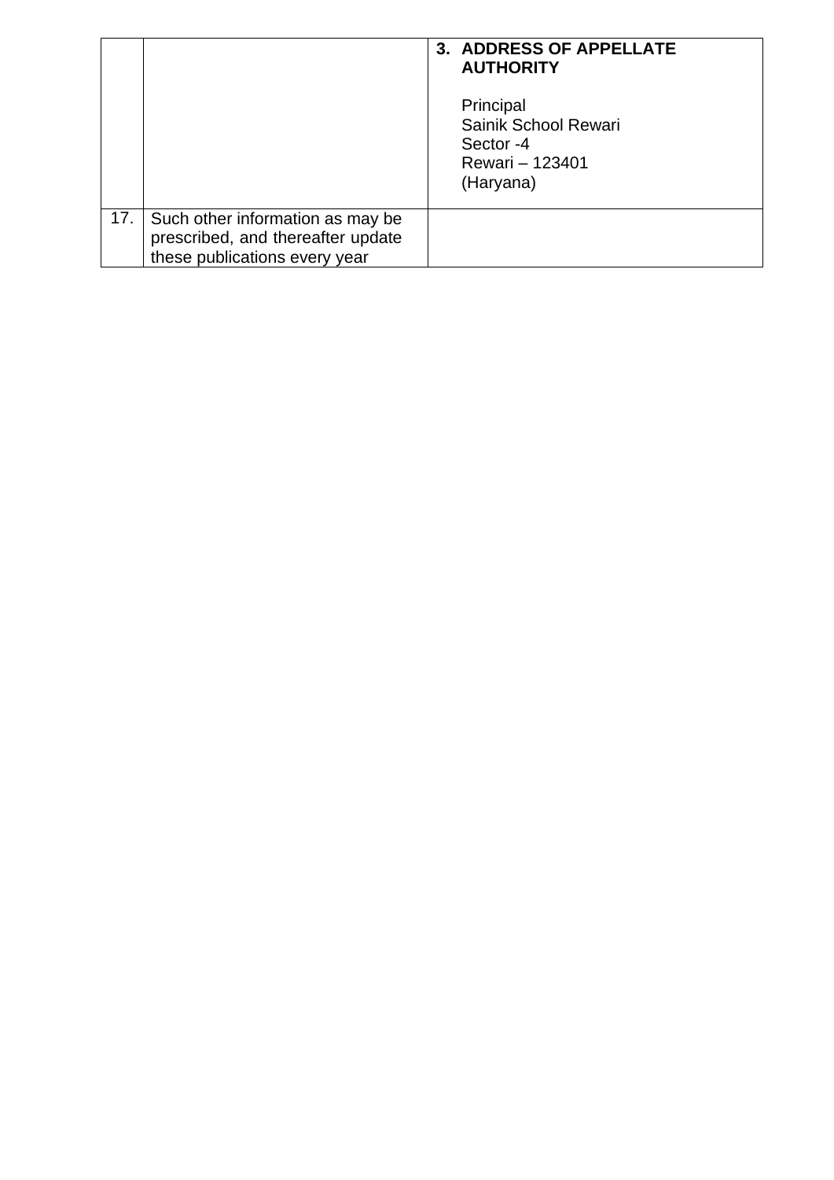| | | |
|---|---|---|
| | | **3. ADDRESS OF APPELLATE AUTHORITY**<br><br>Principal<br>Sainik School Rewari<br>Sector -4<br>Rewari – 123401<br>(Haryana) |
| 17. | Such other information as may be prescribed, and thereafter update these publications every year | |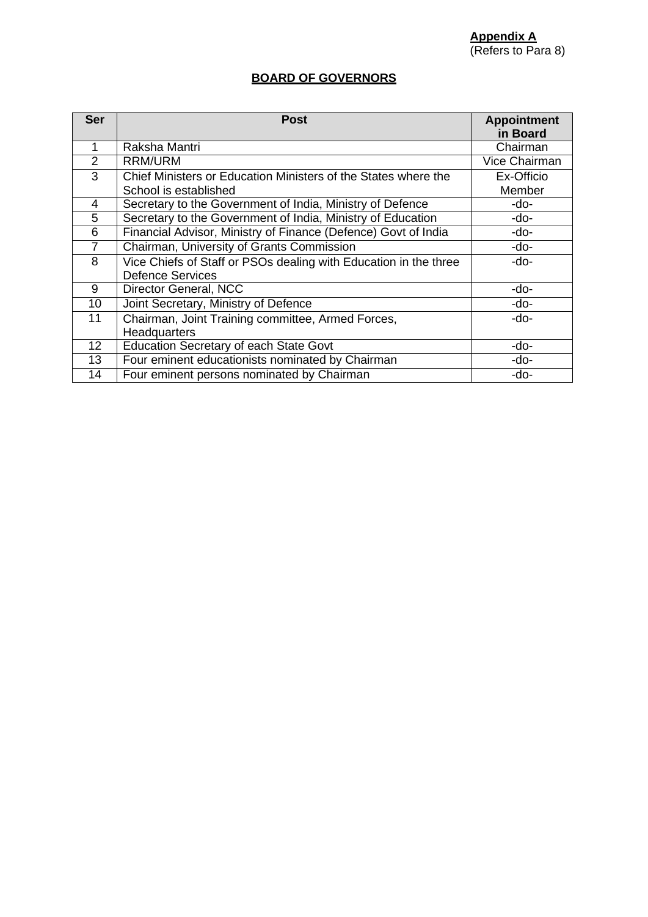**Appendix A**
(Refers to Para 8)

## BOARD OF GOVERNORS

| Ser | Post | Appointment in Board |
|---|---|---|
| 1 | Raksha Mantri | Chairman |
| 2 | RRM/URM | Vice Chairman |
| 3 | Chief Ministers or Education Ministers of the States where the School is established | Ex-Officio Member |
| 4 | Secretary to the Government of India, Ministry of Defence | -do- |
| 5 | Secretary to the Government of India, Ministry of Education | -do- |
| 6 | Financial Advisor, Ministry of Finance (Defence) Govt of India | -do- |
| 7 | Chairman, University of Grants Commission | -do- |
| 8 | Vice Chiefs of Staff or PSOs dealing with Education in the three Defence Services | -do- |
| 9 | Director General, NCC | -do- |
| 10 | Joint Secretary, Ministry of Defence | -do- |
| 11 | Chairman, Joint Training committee, Armed Forces, Headquarters | -do- |
| 12 | Education Secretary of each State Govt | -do- |
| 13 | Four eminent educationists nominated by Chairman | -do- |
| 14 | Four eminent persons nominated by Chairman | -do- |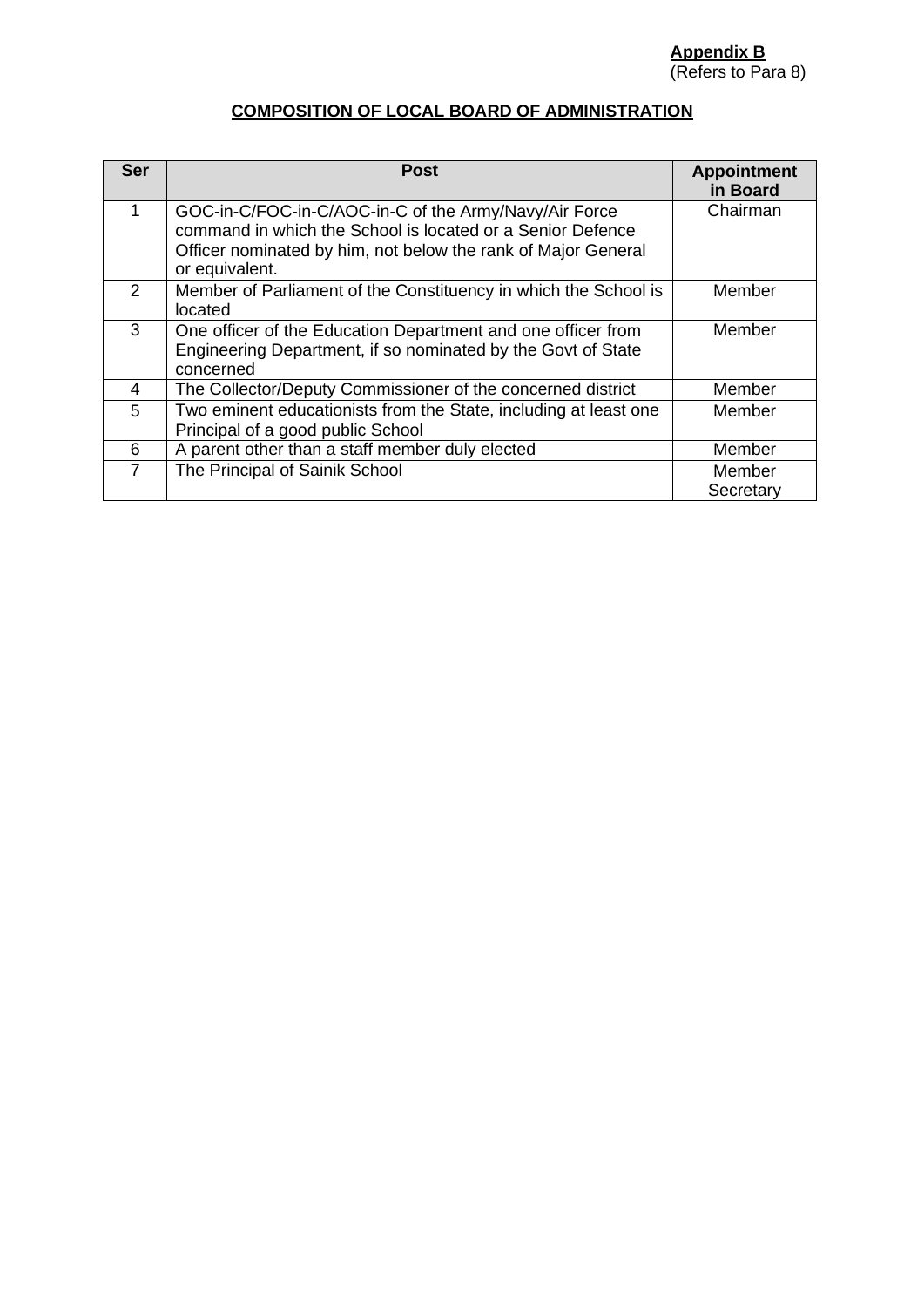**Appendix B**
(Refers to Para 8)

## COMPOSITION OF LOCAL BOARD OF ADMINISTRATION

| Ser | Post | Appointment in Board |
|---|---|---|
| 1 | GOC-in-C/FOC-in-C/AOC-in-C of the Army/Navy/Air Force command in which the School is located or a Senior Defence Officer nominated by him, not below the rank of Major General or equivalent. | Chairman |
| 2 | Member of Parliament of the Constituency in which the School is located | Member |
| 3 | One officer of the Education Department and one officer from Engineering Department, if so nominated by the Govt of State concerned | Member |
| 4 | The Collector/Deputy Commissioner of the concerned district | Member |
| 5 | Two eminent educationists from the State, including at least one Principal of a good public School | Member |
| 6 | A parent other than a staff member duly elected | Member |
| 7 | The Principal of Sainik School | Member Secretary |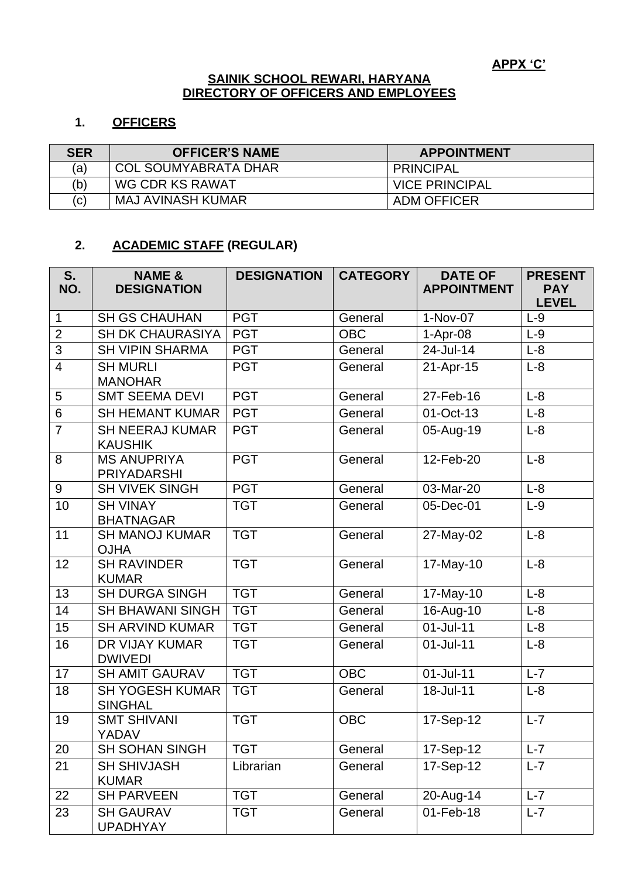**APPX 'C'**

**SAINIK SCHOOL REWARI, HARYANA**
**DIRECTORY OF OFFICERS AND EMPLOYEES**

## 1. OFFICERS

| SER | OFFICER'S NAME | APPOINTMENT |
|---|---|---|
| (a) | COL SOUMYABRATA DHAR | PRINCIPAL |
| (b) | WG CDR KS RAWAT | VICE PRINCIPAL |
| (c) | MAJ AVINASH KUMAR | ADM OFFICER |

## 2. ACADEMIC STAFF (REGULAR)

| S. NO. | NAME & DESIGNATION | DESIGNATION | CATEGORY | DATE OF APPOINTMENT | PRESENT PAY LEVEL |
|---|---|---|---|---|---|
| 1 | SH GS CHAUHAN | PGT | General | 1-Nov-07 | L-9 |
| 2 | SH DK CHAURASIYA | PGT | OBC | 1-Apr-08 | L-9 |
| 3 | SH VIPIN SHARMA | PGT | General | 24-Jul-14 | L-8 |
| 4 | SH MURLI MANOHAR | PGT | General | 21-Apr-15 | L-8 |
| 5 | SMT SEEMA DEVI | PGT | General | 27-Feb-16 | L-8 |
| 6 | SH HEMANT KUMAR | PGT | General | 01-Oct-13 | L-8 |
| 7 | SH NEERAJ KUMAR KAUSHIK | PGT | General | 05-Aug-19 | L-8 |
| 8 | MS ANUPRIYA PRIYADARSHI | PGT | General | 12-Feb-20 | L-8 |
| 9 | SH VIVEK SINGH | PGT | General | 03-Mar-20 | L-8 |
| 10 | SH VINAY BHATNAGAR | TGT | General | 05-Dec-01 | L-9 |
| 11 | SH MANOJ KUMAR OJHA | TGT | General | 27-May-02 | L-8 |
| 12 | SH RAVINDER KUMAR | TGT | General | 17-May-10 | L-8 |
| 13 | SH DURGA SINGH | TGT | General | 17-May-10 | L-8 |
| 14 | SH BHAWANI SINGH | TGT | General | 16-Aug-10 | L-8 |
| 15 | SH ARVIND KUMAR | TGT | General | 01-Jul-11 | L-8 |
| 16 | DR VIJAY KUMAR DWIVEDI | TGT | General | 01-Jul-11 | L-8 |
| 17 | SH AMIT GAURAV | TGT | OBC | 01-Jul-11 | L-7 |
| 18 | SH YOGESH KUMAR SINGHAL | TGT | General | 18-Jul-11 | L-8 |
| 19 | SMT SHIVANI YADAV | TGT | OBC | 17-Sep-12 | L-7 |
| 20 | SH SOHAN SINGH | TGT | General | 17-Sep-12 | L-7 |
| 21 | SH SHIVJASH KUMAR | Librarian | General | 17-Sep-12 | L-7 |
| 22 | SH PARVEEN | TGT | General | 20-Aug-14 | L-7 |
| 23 | SH GAURAV UPADHYAY | TGT | General | 01-Feb-18 | L-7 |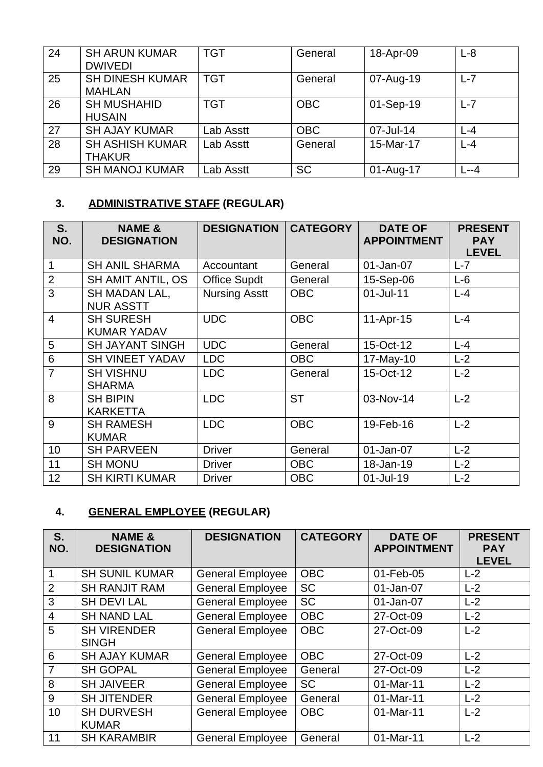| | | | | | |
|---|---|---|---|---|---|
| 24 | SH ARUN KUMAR DWIVEDI | TGT | General | 18-Apr-09 | L-8 |
| 25 | SH DINESH KUMAR MAHLAN | TGT | General | 07-Aug-19 | L-7 |
| 26 | SH MUSHAHID HUSAIN | TGT | OBC | 01-Sep-19 | L-7 |
| 27 | SH AJAY KUMAR | Lab Asstt | OBC | 07-Jul-14 | L-4 |
| 28 | SH ASHISH KUMAR THAKUR | Lab Asstt | General | 15-Mar-17 | L-4 |
| 29 | SH MANOJ KUMAR | Lab Asstt | SC | 01-Aug-17 | L--4 |

## 3. <u>ADMINISTRATIVE STAFF</u> (REGULAR)

| S. NO. | NAME & DESIGNATION | DESIGNATION | CATEGORY | DATE OF APPOINTMENT | PRESENT PAY LEVEL |
|---|---|---|---|---|---|
| 1 | SH ANIL SHARMA | Accountant | General | 01-Jan-07 | L-7 |
| 2 | SH AMIT ANTIL, OS | Office Supdt | General | 15-Sep-06 | L-6 |
| 3 | SH MADAN LAL, NUR ASSTT | Nursing Asstt | OBC | 01-Jul-11 | L-4 |
| 4 | SH SURESH KUMAR YADAV | UDC | OBC | 11-Apr-15 | L-4 |
| 5 | SH JAYANT SINGH | UDC | General | 15-Oct-12 | L-4 |
| 6 | SH VINEET YADAV | LDC | OBC | 17-May-10 | L-2 |
| 7 | SH VISHNU SHARMA | LDC | General | 15-Oct-12 | L-2 |
| 8 | SH BIPIN KARKETTA | LDC | ST | 03-Nov-14 | L-2 |
| 9 | SH RAMESH KUMAR | LDC | OBC | 19-Feb-16 | L-2 |
| 10 | SH PARVEEN | Driver | General | 01-Jan-07 | L-2 |
| 11 | SH MONU | Driver | OBC | 18-Jan-19 | L-2 |
| 12 | SH KIRTI KUMAR | Driver | OBC | 01-Jul-19 | L-2 |

## 4. <u>GENERAL EMPLOYEE</u> (REGULAR)

| S. NO. | NAME & DESIGNATION | DESIGNATION | CATEGORY | DATE OF APPOINTMENT | PRESENT PAY LEVEL |
|---|---|---|---|---|---|
| 1 | SH SUNIL KUMAR | General Employee | OBC | 01-Feb-05 | L-2 |
| 2 | SH RANJIT RAM | General Employee | SC | 01-Jan-07 | L-2 |
| 3 | SH DEVI LAL | General Employee | SC | 01-Jan-07 | L-2 |
| 4 | SH NAND LAL | General Employee | OBC | 27-Oct-09 | L-2 |
| 5 | SH VIRENDER SINGH | General Employee | OBC | 27-Oct-09 | L-2 |
| 6 | SH AJAY KUMAR | General Employee | OBC | 27-Oct-09 | L-2 |
| 7 | SH GOPAL | General Employee | General | 27-Oct-09 | L-2 |
| 8 | SH JAIVEER | General Employee | SC | 01-Mar-11 | L-2 |
| 9 | SH JITENDER | General Employee | General | 01-Mar-11 | L-2 |
| 10 | SH DURVESH KUMAR | General Employee | OBC | 01-Mar-11 | L-2 |
| 11 | SH KARAMBIR | General Employee | General | 01-Mar-11 | L-2 |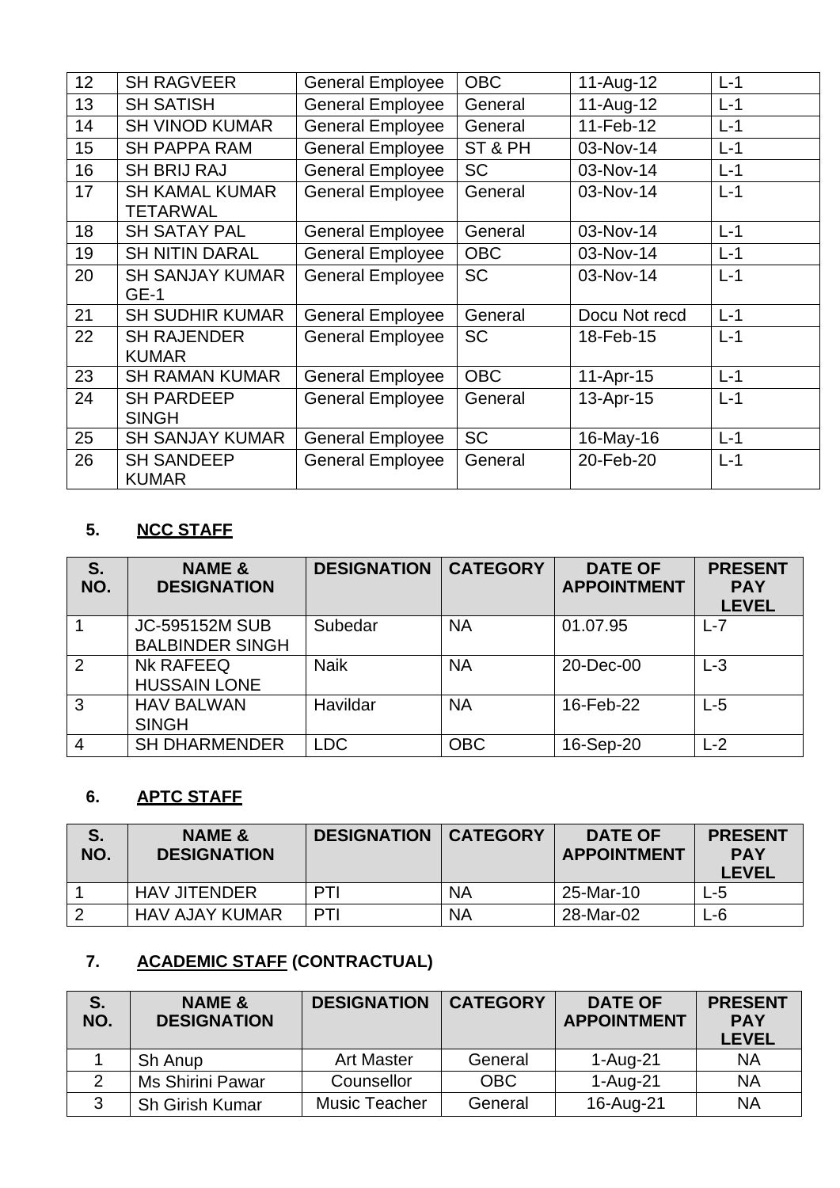| | | | | | |
|---|---|---|---|---|---|
| 12 | SH RAGVEER | General Employee | OBC | 11-Aug-12 | L-1 |
| 13 | SH SATISH | General Employee | General | 11-Aug-12 | L-1 |
| 14 | SH VINOD KUMAR | General Employee | General | 11-Feb-12 | L-1 |
| 15 | SH PAPPA RAM | General Employee | ST & PH | 03-Nov-14 | L-1 |
| 16 | SH BRIJ RAJ | General Employee | SC | 03-Nov-14 | L-1 |
| 17 | SH KAMAL KUMAR TETARWAL | General Employee | General | 03-Nov-14 | L-1 |
| 18 | SH SATAY PAL | General Employee | General | 03-Nov-14 | L-1 |
| 19 | SH NITIN DARAL | General Employee | OBC | 03-Nov-14 | L-1 |
| 20 | SH SANJAY KUMAR GE-1 | General Employee | SC | 03-Nov-14 | L-1 |
| 21 | SH SUDHIR KUMAR | General Employee | General | Docu Not recd | L-1 |
| 22 | SH RAJENDER KUMAR | General Employee | SC | 18-Feb-15 | L-1 |
| 23 | SH RAMAN KUMAR | General Employee | OBC | 11-Apr-15 | L-1 |
| 24 | SH PARDEEP SINGH | General Employee | General | 13-Apr-15 | L-1 |
| 25 | SH SANJAY KUMAR | General Employee | SC | 16-May-16 | L-1 |
| 26 | SH SANDEEP KUMAR | General Employee | General | 20-Feb-20 | L-1 |

## 5. NCC STAFF

| S. NO. | NAME & DESIGNATION | DESIGNATION | CATEGORY | DATE OF APPOINTMENT | PRESENT PAY LEVEL |
|---|---|---|---|---|---|
| 1 | JC-595152M SUB BALBINDER SINGH | Subedar | NA | 01.07.95 | L-7 |
| 2 | Nk RAFEEQ HUSSAIN LONE | Naik | NA | 20-Dec-00 | L-3 |
| 3 | HAV BALWAN SINGH | Havildar | NA | 16-Feb-22 | L-5 |
| 4 | SH DHARMENDER | LDC | OBC | 16-Sep-20 | L-2 |

## 6. APTC STAFF

| S. NO. | NAME & DESIGNATION | DESIGNATION | CATEGORY | DATE OF APPOINTMENT | PRESENT PAY LEVEL |
|---|---|---|---|---|---|
| 1 | HAV JITENDER | PTI | NA | 25-Mar-10 | L-5 |
| 2 | HAV AJAY KUMAR | PTI | NA | 28-Mar-02 | L-6 |

## 7. ACADEMIC STAFF (CONTRACTUAL)

| S. NO. | NAME & DESIGNATION | DESIGNATION | CATEGORY | DATE OF APPOINTMENT | PRESENT PAY LEVEL |
|---|---|---|---|---|---|
| 1 | Sh Anup | Art Master | General | 1-Aug-21 | NA |
| 2 | Ms Shirini Pawar | Counsellor | OBC | 1-Aug-21 | NA |
| 3 | Sh Girish Kumar | Music Teacher | General | 16-Aug-21 | NA |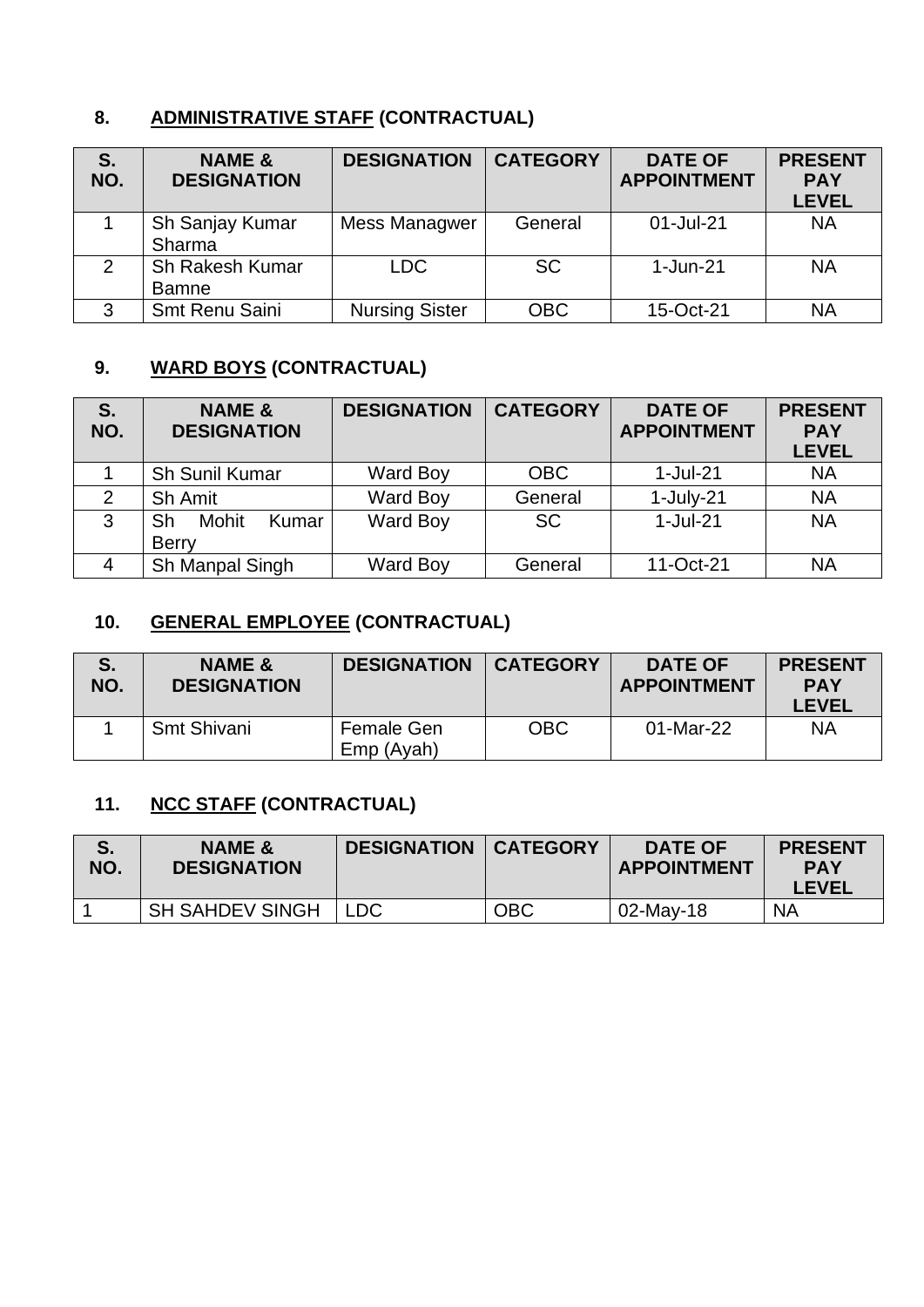## 8. **ADMINISTRATIVE STAFF** (CONTRACTUAL)

| S. NO. | NAME & DESIGNATION | DESIGNATION | CATEGORY | DATE OF APPOINTMENT | PRESENT PAY LEVEL |
|---|---|---|---|---|---|
| 1 | Sh Sanjay Kumar Sharma | Mess Managwer | General | 01-Jul-21 | NA |
| 2 | Sh Rakesh Kumar Bamne | LDC | SC | 1-Jun-21 | NA |
| 3 | Smt Renu Saini | Nursing Sister | OBC | 15-Oct-21 | NA |

## 9. **WARD BOYS** (CONTRACTUAL)

| S. NO. | NAME & DESIGNATION | DESIGNATION | CATEGORY | DATE OF APPOINTMENT | PRESENT PAY LEVEL |
|---|---|---|---|---|---|
| 1 | Sh Sunil Kumar | Ward Boy | OBC | 1-Jul-21 | NA |
| 2 | Sh Amit | Ward Boy | General | 1-July-21 | NA |
| 3 | Sh Mohit Kumar Berry | Ward Boy | SC | 1-Jul-21 | NA |
| 4 | Sh Manpal Singh | Ward Boy | General | 11-Oct-21 | NA |

## 10. **GENERAL EMPLOYEE** (CONTRACTUAL)

| S. NO. | NAME & DESIGNATION | DESIGNATION | CATEGORY | DATE OF APPOINTMENT | PRESENT PAY LEVEL |
|---|---|---|---|---|---|
| 1 | Smt Shivani | Female Gen Emp (Ayah) | OBC | 01-Mar-22 | NA |

## 11. **NCC STAFF** (CONTRACTUAL)

| S. NO. | NAME & DESIGNATION | DESIGNATION | CATEGORY | DATE OF APPOINTMENT | PRESENT PAY LEVEL |
|---|---|---|---|---|---|
| 1 | SH SAHDEV SINGH | LDC | OBC | 02-May-18 | NA |